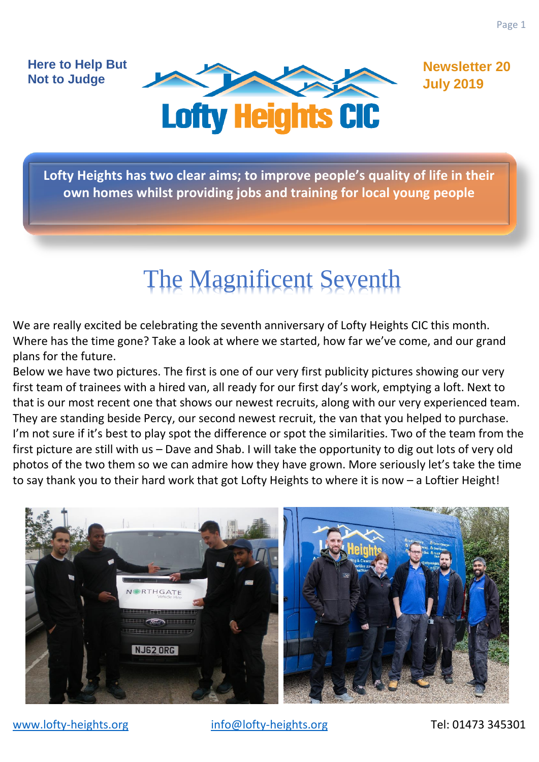Here to Help But Not to Judge

# Lofty Heights CIC

**Newsletter 20**
**July 2019**

**Lofty Heights has two clear aims; to improve people's quality of life in their own homes whilst providing jobs and training for local young people**

## The Magnificent Seventh

We are really excited be celebrating the seventh anniversary of Lofty Heights CIC this month. Where has the time gone? Take a look at where we started, how far we've come, and our grand plans for the future.

Below we have two pictures. The first is one of our very first publicity pictures showing our very first team of trainees with a hired van, all ready for our first day's work, emptying a loft. Next to that is our most recent one that shows our newest recruits, along with our very experienced team. They are standing beside Percy, our second newest recruit, the van that you helped to purchase. I'm not sure if it's best to play spot the difference or spot the similarities. Two of the team from the first picture are still with us – Dave and Shab. I will take the opportunity to dig out lots of very old photos of the two them so we can admire how they have grown. More seriously let's take the time to say thank you to their hard work that got Lofty Heights to where it is now – a Loftier Height!

www.lofty-heights.org    info@lofty-heights.org    Tel: 01473 345301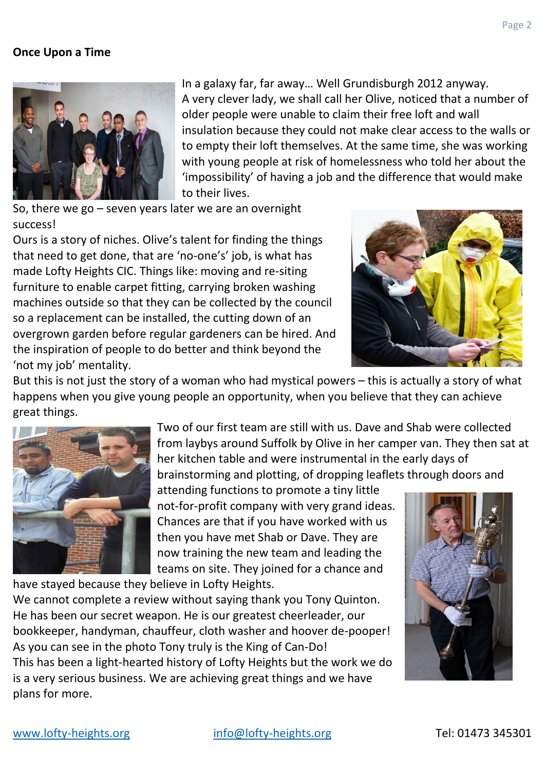**Once Upon a Time**

In a galaxy far, far away… Well Grundisburgh 2012 anyway. A very clever lady, we shall call her Olive, noticed that a number of older people were unable to claim their free loft and wall insulation because they could not make clear access to the walls or to empty their loft themselves. At the same time, she was working with young people at risk of homelessness who told her about the 'impossibility' of having a job and the difference that would make to their lives.

So, there we go – seven years later we are an overnight success!

Ours is a story of niches. Olive's talent for finding the things that need to get done, that are 'no-one's' job, is what has made Lofty Heights CIC. Things like: moving and re-siting furniture to enable carpet fitting, carrying broken washing machines outside so that they can be collected by the council so a replacement can be installed, the cutting down of an overgrown garden before regular gardeners can be hired. And the inspiration of people to do better and think beyond the 'not my job' mentality.

But this is not just the story of a woman who had mystical powers – this is actually a story of what happens when you give young people an opportunity, when you believe that they can achieve great things.

Two of our first team are still with us. Dave and Shab were collected from laybys around Suffolk by Olive in her camper van. They then sat at her kitchen table and were instrumental in the early days of brainstorming and plotting, of dropping leaflets through doors and attending functions to promote a tiny little not-for-profit company with very grand ideas. Chances are that if you have worked with us then you have met Shab or Dave. They are now training the new team and leading the teams on site. They joined for a chance and have stayed because they believe in Lofty Heights.

We cannot complete a review without saying thank you Tony Quinton. He has been our secret weapon. He is our greatest cheerleader, our bookkeeper, handyman, chauffeur, cloth washer and hoover de-pooper! As you can see in the photo Tony truly is the King of Can-Do!

This has been a light-hearted history of Lofty Heights but the work we do is a very serious business. We are achieving great things and we have plans for more.

www.lofty-heights.org info@lofty-heights.org Tel: 01473 345301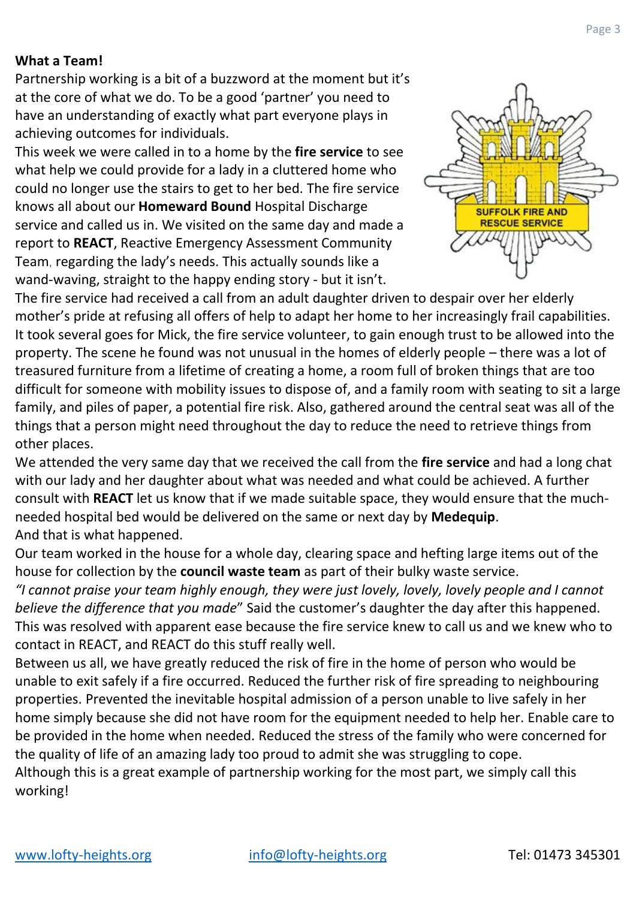**What a Team!**

Partnership working is a bit of a buzzword at the moment but it's at the core of what we do. To be a good 'partner' you need to have an understanding of exactly what part everyone plays in achieving outcomes for individuals.

This week we were called in to a home by the **fire service** to see what help we could provide for a lady in a cluttered home who could no longer use the stairs to get to her bed. The fire service knows all about our **Homeward Bound** Hospital Discharge service and called us in. We visited on the same day and made a report to **REACT**, Reactive Emergency Assessment Community Team, regarding the lady's needs. This actually sounds like a wand-waving, straight to the happy ending story - but it isn't.

The fire service had received a call from an adult daughter driven to despair over her elderly mother's pride at refusing all offers of help to adapt her home to her increasingly frail capabilities. It took several goes for Mick, the fire service volunteer, to gain enough trust to be allowed into the property. The scene he found was not unusual in the homes of elderly people – there was a lot of treasured furniture from a lifetime of creating a home, a room full of broken things that are too difficult for someone with mobility issues to dispose of, and a family room with seating to sit a large family, and piles of paper, a potential fire risk. Also, gathered around the central seat was all of the things that a person might need throughout the day to reduce the need to retrieve things from other places.

We attended the very same day that we received the call from the **fire service** and had a long chat with our lady and her daughter about what was needed and what could be achieved. A further consult with **REACT** let us know that if we made suitable space, they would ensure that the much-needed hospital bed would be delivered on the same or next day by **Medequip**.

And that is what happened.

Our team worked in the house for a whole day, clearing space and hefting large items out of the house for collection by the **council waste team** as part of their bulky waste service.

*"I cannot praise your team highly enough, they were just lovely, lovely, lovely people and I cannot believe the difference that you made*" Said the customer's daughter the day after this happened.

This was resolved with apparent ease because the fire service knew to call us and we knew who to contact in REACT, and REACT do this stuff really well.

Between us all, we have greatly reduced the risk of fire in the home of person who would be unable to exit safely if a fire occurred. Reduced the further risk of fire spreading to neighbouring properties. Prevented the inevitable hospital admission of a person unable to live safely in her home simply because she did not have room for the equipment needed to help her. Enable care to be provided in the home when needed. Reduced the stress of the family who were concerned for the quality of life of an amazing lady too proud to admit she was struggling to cope.

Although this is a great example of partnership working for the most part, we simply call this working!

[www.lofty-heights.org](http://www.lofty-heights.org) [info@lofty-heights.org](mailto:info@lofty-heights.org) Tel: 01473 345301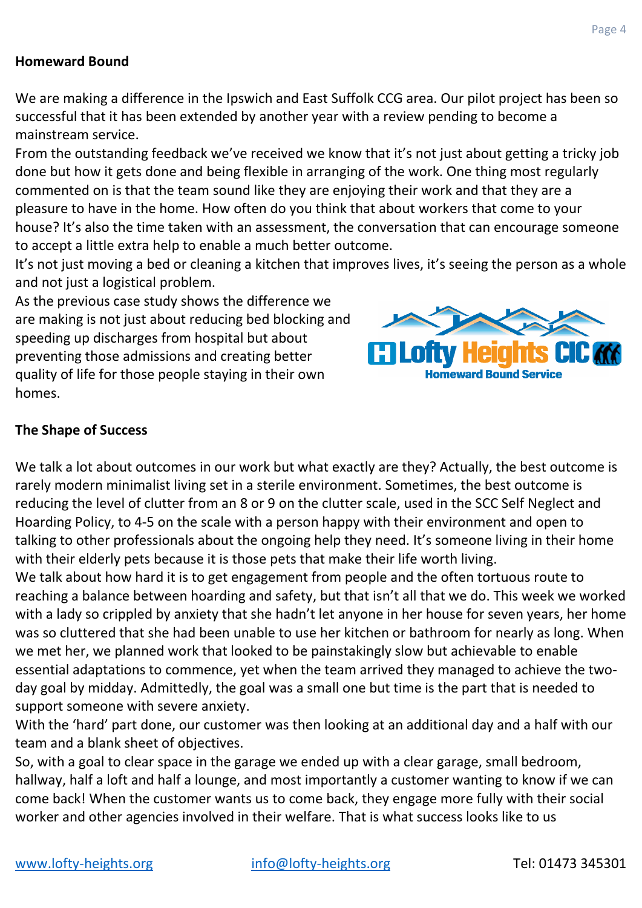## Homeward Bound

We are making a difference in the Ipswich and East Suffolk CCG area. Our pilot project has been so successful that it has been extended by another year with a review pending to become a mainstream service.

From the outstanding feedback we've received we know that it's not just about getting a tricky job done but how it gets done and being flexible in arranging of the work. One thing most regularly commented on is that the team sound like they are enjoying their work and that they are a pleasure to have in the home. How often do you think that about workers that come to your house? It's also the time taken with an assessment, the conversation that can encourage someone to accept a little extra help to enable a much better outcome.

It's not just moving a bed or cleaning a kitchen that improves lives, it's seeing the person as a whole and not just a logistical problem.

As the previous case study shows the difference we are making is not just about reducing bed blocking and speeding up discharges from hospital but about preventing those admissions and creating better quality of life for those people staying in their own homes.

## The Shape of Success

We talk a lot about outcomes in our work but what exactly are they? Actually, the best outcome is rarely modern minimalist living set in a sterile environment. Sometimes, the best outcome is reducing the level of clutter from an 8 or 9 on the clutter scale, used in the SCC Self Neglect and Hoarding Policy, to 4-5 on the scale with a person happy with their environment and open to talking to other professionals about the ongoing help they need. It's someone living in their home with their elderly pets because it is those pets that make their life worth living.

We talk about how hard it is to get engagement from people and the often tortuous route to reaching a balance between hoarding and safety, but that isn't all that we do. This week we worked with a lady so crippled by anxiety that she hadn't let anyone in her house for seven years, her home was so cluttered that she had been unable to use her kitchen or bathroom for nearly as long. When we met her, we planned work that looked to be painstakingly slow but achievable to enable essential adaptations to commence, yet when the team arrived they managed to achieve the two-day goal by midday. Admittedly, the goal was a small one but time is the part that is needed to support someone with severe anxiety.

With the 'hard' part done, our customer was then looking at an additional day and a half with our team and a blank sheet of objectives.

So, with a goal to clear space in the garage we ended up with a clear garage, small bedroom, hallway, half a loft and half a lounge, and most importantly a customer wanting to know if we can come back! When the customer wants us to come back, they engage more fully with their social worker and other agencies involved in their welfare. That is what success looks like to us

www.lofty-heights.org info@lofty-heights.org Tel: 01473 345301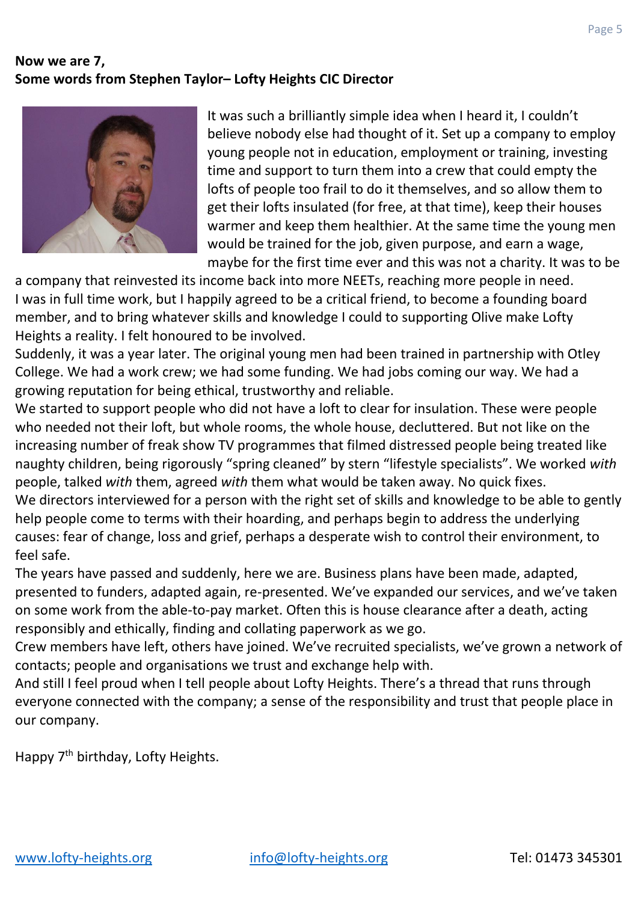**Now we are 7,**
**Some words from Stephen Taylor– Lofty Heights CIC Director**

It was such a brilliantly simple idea when I heard it, I couldn't believe nobody else had thought of it. Set up a company to employ young people not in education, employment or training, investing time and support to turn them into a crew that could empty the lofts of people too frail to do it themselves, and so allow them to get their lofts insulated (for free, at that time), keep their houses warmer and keep them healthier. At the same time the young men would be trained for the job, given purpose, and earn a wage, maybe for the first time ever and this was not a charity. It was to be a company that reinvested its income back into more NEETs, reaching more people in need.

I was in full time work, but I happily agreed to be a critical friend, to become a founding board member, and to bring whatever skills and knowledge I could to supporting Olive make Lofty Heights a reality. I felt honoured to be involved.

Suddenly, it was a year later. The original young men had been trained in partnership with Otley College. We had a work crew; we had some funding. We had jobs coming our way. We had a growing reputation for being ethical, trustworthy and reliable.

We started to support people who did not have a loft to clear for insulation. These were people who needed not their loft, but whole rooms, the whole house, decluttered. But not like on the increasing number of freak show TV programmes that filmed distressed people being treated like naughty children, being rigorously "spring cleaned" by stern "lifestyle specialists". We worked *with* people, talked *with* them, agreed *with* them what would be taken away. No quick fixes.

We directors interviewed for a person with the right set of skills and knowledge to be able to gently help people come to terms with their hoarding, and perhaps begin to address the underlying causes: fear of change, loss and grief, perhaps a desperate wish to control their environment, to feel safe.

The years have passed and suddenly, here we are. Business plans have been made, adapted, presented to funders, adapted again, re-presented. We've expanded our services, and we've taken on some work from the able-to-pay market. Often this is house clearance after a death, acting responsibly and ethically, finding and collating paperwork as we go.

Crew members have left, others have joined. We've recruited specialists, we've grown a network of contacts; people and organisations we trust and exchange help with.

And still I feel proud when I tell people about Lofty Heights. There's a thread that runs through everyone connected with the company; a sense of the responsibility and trust that people place in our company.

Happy 7th birthday, Lofty Heights.

www.lofty-heights.org    info@lofty-heights.org    Tel: 01473 345301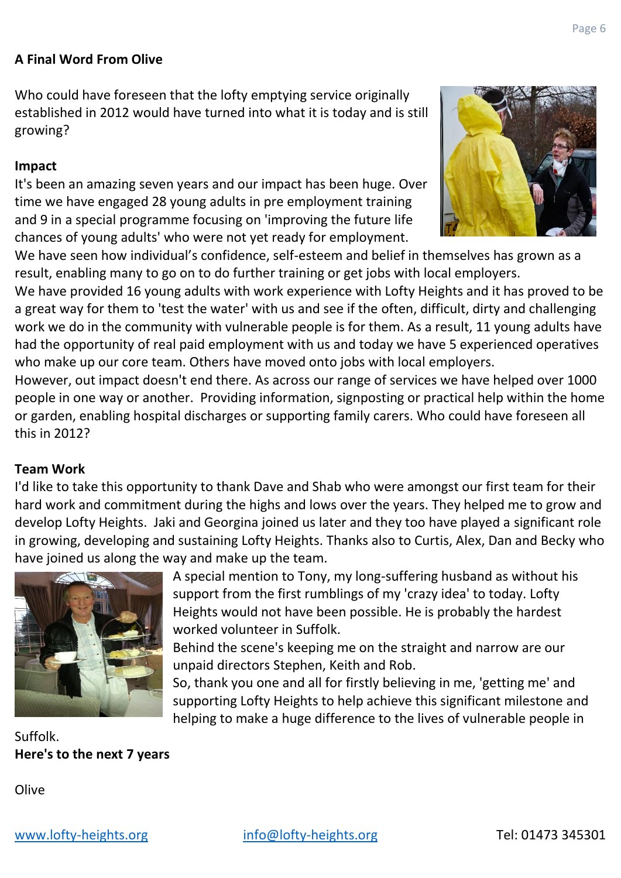**A Final Word From Olive**

Who could have foreseen that the lofty emptying service originally established in 2012 would have turned into what it is today and is still growing?

**Impact**

It's been an amazing seven years and our impact has been huge. Over time we have engaged 28 young adults in pre employment training and 9 in a special programme focusing on 'improving the future life chances of young adults' who were not yet ready for employment.
We have seen how individual's confidence, self-esteem and belief in themselves has grown as a result, enabling many to go on to do further training or get jobs with local employers.
We have provided 16 young adults with work experience with Lofty Heights and it has proved to be a great way for them to 'test the water' with us and see if the often, difficult, dirty and challenging work we do in the community with vulnerable people is for them. As a result, 11 young adults have had the opportunity of real paid employment with us and today we have 5 experienced operatives who make up our core team. Others have moved onto jobs with local employers.
However, out impact doesn't end there. As across our range of services we have helped over 1000 people in one way or another. Providing information, signposting or practical help within the home or garden, enabling hospital discharges or supporting family carers. Who could have foreseen all this in 2012?

**Team Work**

I'd like to take this opportunity to thank Dave and Shab who were amongst our first team for their hard work and commitment during the highs and lows over the years. They helped me to grow and develop Lofty Heights. Jaki and Georgina joined us later and they too have played a significant role in growing, developing and sustaining Lofty Heights. Thanks also to Curtis, Alex, Dan and Becky who have joined us along the way and make up the team.

A special mention to Tony, my long-suffering husband as without his support from the first rumblings of my 'crazy idea' to today. Lofty Heights would not have been possible. He is probably the hardest worked volunteer in Suffolk.
Behind the scene's keeping me on the straight and narrow are our unpaid directors Stephen, Keith and Rob.
So, thank you one and all for firstly believing in me, 'getting me' and supporting Lofty Heights to help achieve this significant milestone and helping to make a huge difference to the lives of vulnerable people in Suffolk.

**Here's to the next 7 years**

Olive

www.lofty-heights.org info@lofty-heights.org Tel: 01473 345301